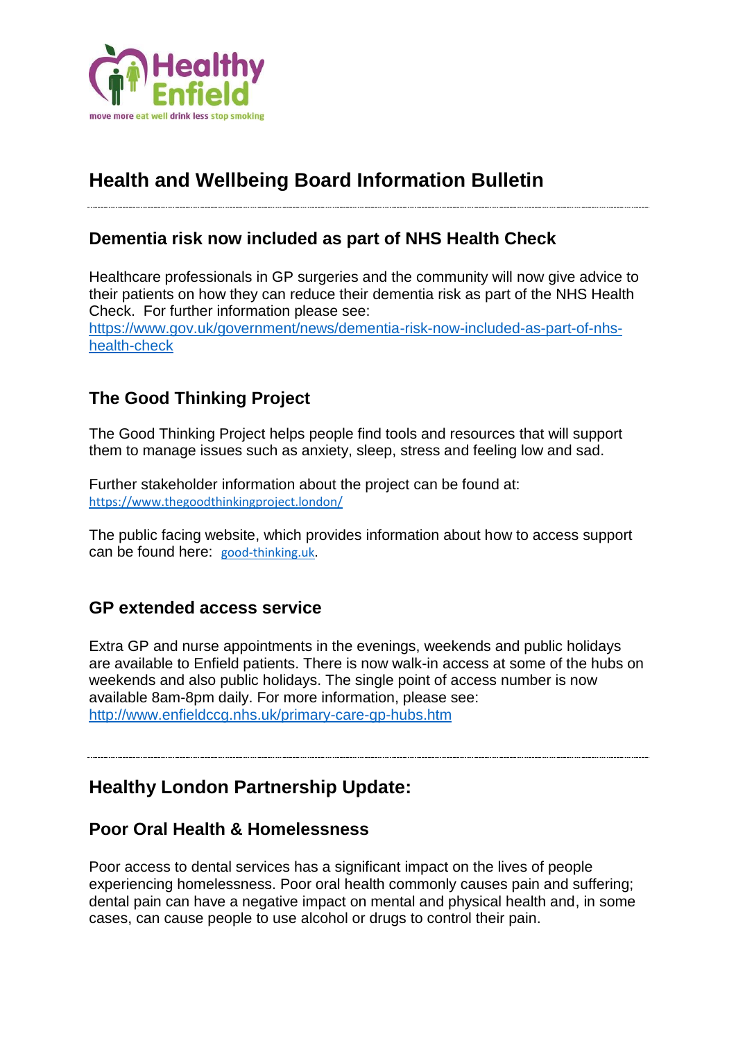# Health and Wellbeing Board Information Bulletin

---

## Dementia risk now included as part of NHS Health Check

Healthcare professionals in GP surgeries and the community will now give advice to their patients on how they can reduce their dementia risk as part of the NHS Health Check. For further information please see: https://www.gov.uk/government/news/dementia-risk-now-included-as-part-of-nhs-health-check

## The Good Thinking Project

The Good Thinking Project helps people find tools and resources that will support them to manage issues such as anxiety, sleep, stress and feeling low and sad.

Further stakeholder information about the project can be found at: https://www.thegoodthinkingproject.london/

The public facing website, which provides information about how to access support can be found here: good-thinking.uk.

## GP extended access service

Extra GP and nurse appointments in the evenings, weekends and public holidays are available to Enfield patients. There is now walk-in access at some of the hubs on weekends and also public holidays. The single point of access number is now available 8am-8pm daily. For more information, please see: http://www.enfieldccg.nhs.uk/primary-care-gp-hubs.htm

---

# Healthy London Partnership Update:

## Poor Oral Health & Homelessness

Poor access to dental services has a significant impact on the lives of people experiencing homelessness. Poor oral health commonly causes pain and suffering; dental pain can have a negative impact on mental and physical health and, in some cases, can cause people to use alcohol or drugs to control their pain.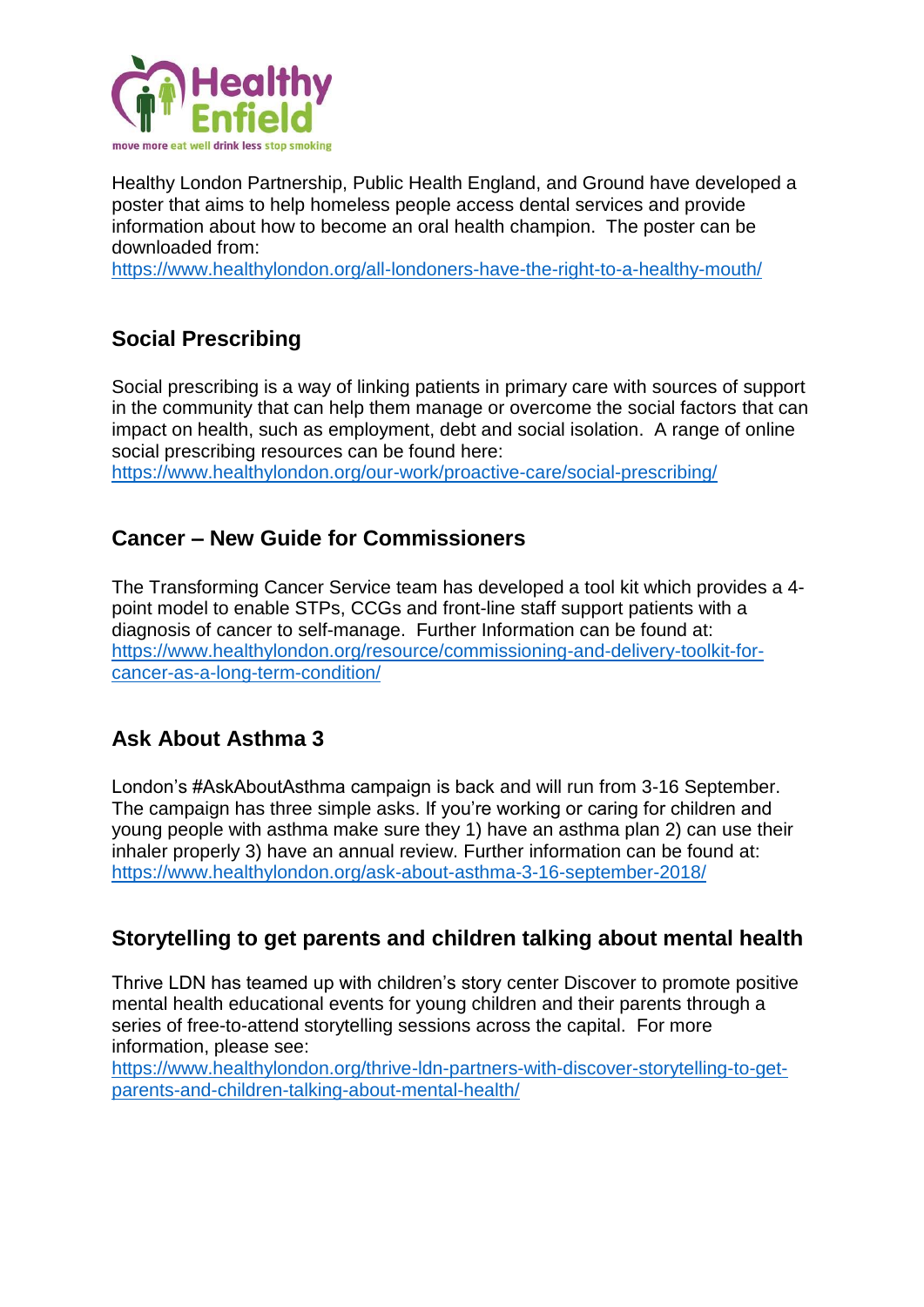Healthy London Partnership, Public Health England, and Ground have developed a poster that aims to help homeless people access dental services and provide information about how to become an oral health champion. The poster can be downloaded from:
https://www.healthylondon.org/all-londoners-have-the-right-to-a-healthy-mouth/

## Social Prescribing

Social prescribing is a way of linking patients in primary care with sources of support in the community that can help them manage or overcome the social factors that can impact on health, such as employment, debt and social isolation. A range of online social prescribing resources can be found here:
https://www.healthylondon.org/our-work/proactive-care/social-prescribing/

## Cancer – New Guide for Commissioners

The Transforming Cancer Service team has developed a tool kit which provides a 4-point model to enable STPs, CCGs and front-line staff support patients with a diagnosis of cancer to self-manage. Further Information can be found at:
https://www.healthylondon.org/resource/commissioning-and-delivery-toolkit-for-cancer-as-a-long-term-condition/

## Ask About Asthma 3

London's #AskAboutAsthma campaign is back and will run from 3-16 September. The campaign has three simple asks. If you're working or caring for children and young people with asthma make sure they 1) have an asthma plan 2) can use their inhaler properly 3) have an annual review. Further information can be found at:
https://www.healthylondon.org/ask-about-asthma-3-16-september-2018/

## Storytelling to get parents and children talking about mental health

Thrive LDN has teamed up with children's story center Discover to promote positive mental health educational events for young children and their parents through a series of free-to-attend storytelling sessions across the capital. For more information, please see:
https://www.healthylondon.org/thrive-ldn-partners-with-discover-storytelling-to-get-parents-and-children-talking-about-mental-health/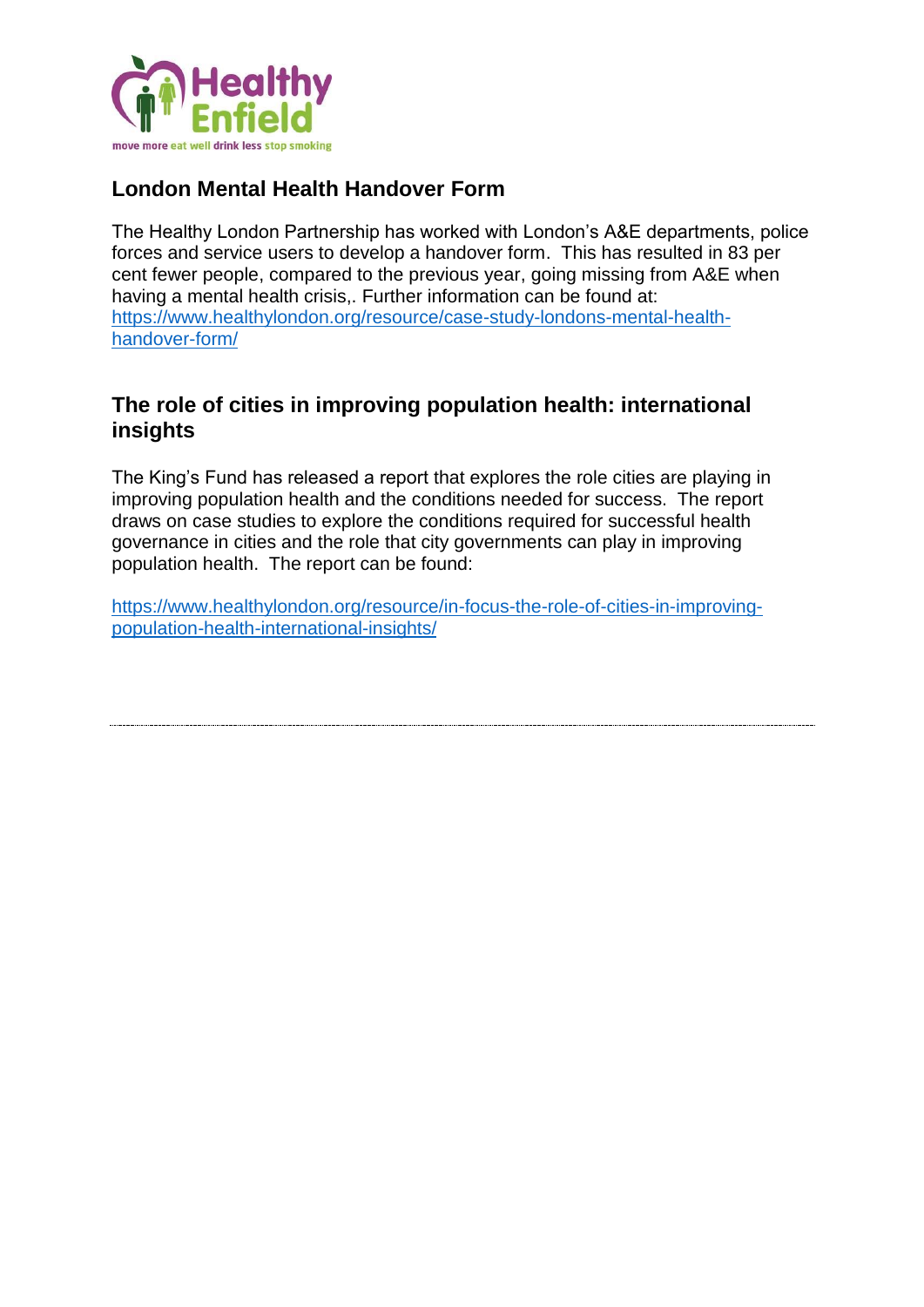## London Mental Health Handover Form

The Healthy London Partnership has worked with London's A&E departments, police forces and service users to develop a handover form. This has resulted in 83 per cent fewer people, compared to the previous year, going missing from A&E when having a mental health crisis,. Further information can be found at: https://www.healthylondon.org/resource/case-study-londons-mental-health-handover-form/

## The role of cities in improving population health: international insights

The King's Fund has released a report that explores the role cities are playing in improving population health and the conditions needed for success. The report draws on case studies to explore the conditions required for successful health governance in cities and the role that city governments can play in improving population health. The report can be found:

https://www.healthylondon.org/resource/in-focus-the-role-of-cities-in-improving-population-health-international-insights/